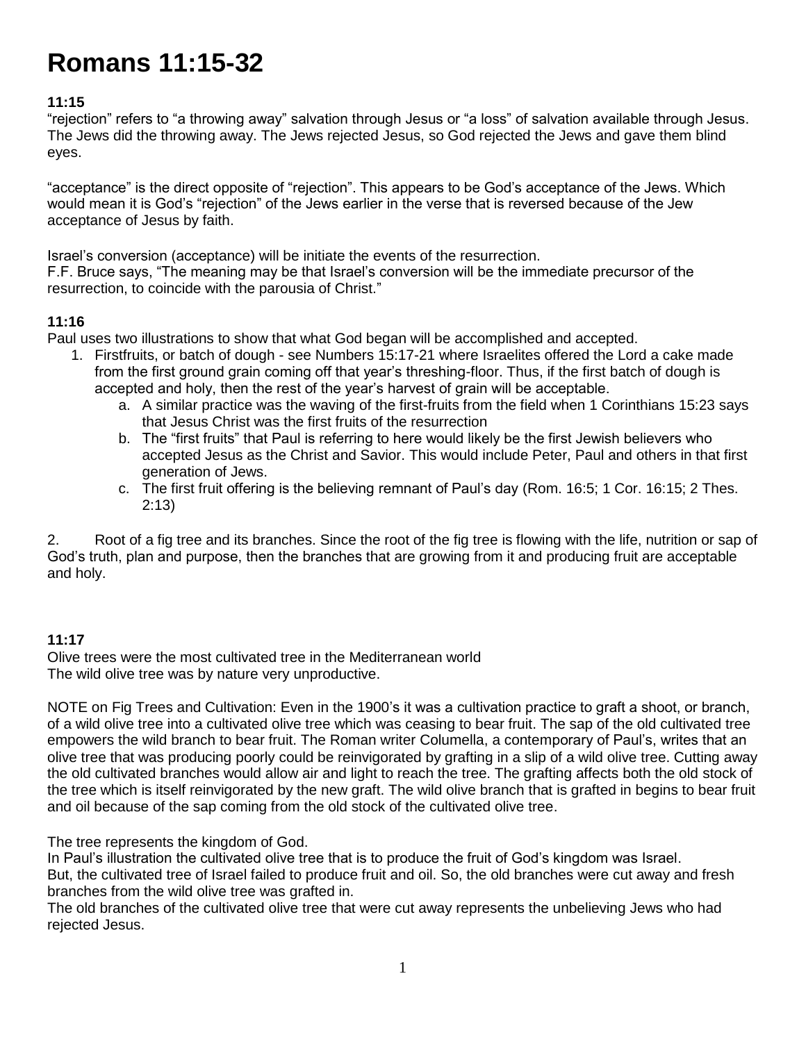# Romans 11:15-32

**11:15**

"rejection" refers to "a throwing away" salvation through Jesus or "a loss" of salvation available through Jesus. The Jews did the throwing away. The Jews rejected Jesus, so God rejected the Jews and gave them blind eyes.

"acceptance" is the direct opposite of "rejection". This appears to be God's acceptance of the Jews. Which would mean it is God's "rejection" of the Jews earlier in the verse that is reversed because of the Jew acceptance of Jesus by faith.

Israel's conversion (acceptance) will be initiate the events of the resurrection.
F.F. Bruce says, "The meaning may be that Israel's conversion will be the immediate precursor of the resurrection, to coincide with the parousia of Christ."

**11:16**

Paul uses two illustrations to show that what God began will be accomplished and accepted.

1. Firstfruits, or batch of dough - see Numbers 15:17-21 where Israelites offered the Lord a cake made from the first ground grain coming off that year's threshing-floor. Thus, if the first batch of dough is accepted and holy, then the rest of the year's harvest of grain will be acceptable.
    a. A similar practice was the waving of the first-fruits from the field when 1 Corinthians 15:23 says that Jesus Christ was the first fruits of the resurrection
    b. The "first fruits" that Paul is referring to here would likely be the first Jewish believers who accepted Jesus as the Christ and Savior. This would include Peter, Paul and others in that first generation of Jews.
    c. The first fruit offering is the believing remnant of Paul's day (Rom. 16:5; 1 Cor. 16:15; 2 Thes. 2:13)

2. Root of a fig tree and its branches. Since the root of the fig tree is flowing with the life, nutrition or sap of God's truth, plan and purpose, then the branches that are growing from it and producing fruit are acceptable and holy.

**11:17**

Olive trees were the most cultivated tree in the Mediterranean world
The wild olive tree was by nature very unproductive.

NOTE on Fig Trees and Cultivation: Even in the 1900's it was a cultivation practice to graft a shoot, or branch, of a wild olive tree into a cultivated olive tree which was ceasing to bear fruit. The sap of the old cultivated tree empowers the wild branch to bear fruit. The Roman writer Columella, a contemporary of Paul's, writes that an olive tree that was producing poorly could be reinvigorated by grafting in a slip of a wild olive tree. Cutting away the old cultivated branches would allow air and light to reach the tree. The grafting affects both the old stock of the tree which is itself reinvigorated by the new graft. The wild olive branch that is grafted in begins to bear fruit and oil because of the sap coming from the old stock of the cultivated olive tree.

The tree represents the kingdom of God.
In Paul's illustration the cultivated olive tree that is to produce the fruit of God's kingdom was Israel.
But, the cultivated tree of Israel failed to produce fruit and oil. So, the old branches were cut away and fresh branches from the wild olive tree was grafted in.
The old branches of the cultivated olive tree that were cut away represents the unbelieving Jews who had rejected Jesus.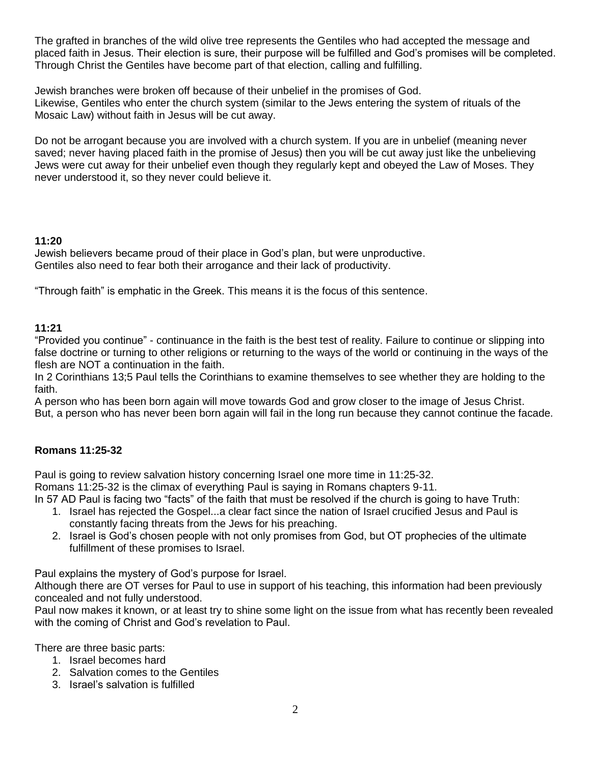The grafted in branches of the wild olive tree represents the Gentiles who had accepted the message and placed faith in Jesus. Their election is sure, their purpose will be fulfilled and God's promises will be completed. Through Christ the Gentiles have become part of that election, calling and fulfilling.

Jewish branches were broken off because of their unbelief in the promises of God.
Likewise, Gentiles who enter the church system (similar to the Jews entering the system of rituals of the Mosaic Law) without faith in Jesus will be cut away.

Do not be arrogant because you are involved with a church system. If you are in unbelief (meaning never saved; never having placed faith in the promise of Jesus) then you will be cut away just like the unbelieving Jews were cut away for their unbelief even though they regularly kept and obeyed the Law of Moses. They never understood it, so they never could believe it.

**11:20**

Jewish believers became proud of their place in God's plan, but were unproductive.
Gentiles also need to fear both their arrogance and their lack of productivity.

"Through faith" is emphatic in the Greek. This means it is the focus of this sentence.

**11:21**

"Provided you continue" - continuance in the faith is the best test of reality. Failure to continue or slipping into false doctrine or turning to other religions or returning to the ways of the world or continuing in the ways of the flesh are NOT a continuation in the faith.
In 2 Corinthians 13;5 Paul tells the Corinthians to examine themselves to see whether they are holding to the faith.
A person who has been born again will move towards God and grow closer to the image of Jesus Christ.
But, a person who has never been born again will fail in the long run because they cannot continue the facade.

**Romans 11:25-32**

Paul is going to review salvation history concerning Israel one more time in 11:25-32.
Romans 11:25-32 is the climax of everything Paul is saying in Romans chapters 9-11.
In 57 AD Paul is facing two "facts" of the faith that must be resolved if the church is going to have Truth:

1. Israel has rejected the Gospel...a clear fact since the nation of Israel crucified Jesus and Paul is constantly facing threats from the Jews for his preaching.
2. Israel is God's chosen people with not only promises from God, but OT prophecies of the ultimate fulfillment of these promises to Israel.

Paul explains the mystery of God's purpose for Israel.
Although there are OT verses for Paul to use in support of his teaching, this information had been previously concealed and not fully understood.
Paul now makes it known, or at least try to shine some light on the issue from what has recently been revealed with the coming of Christ and God's revelation to Paul.

There are three basic parts:

1. Israel becomes hard
2. Salvation comes to the Gentiles
3. Israel's salvation is fulfilled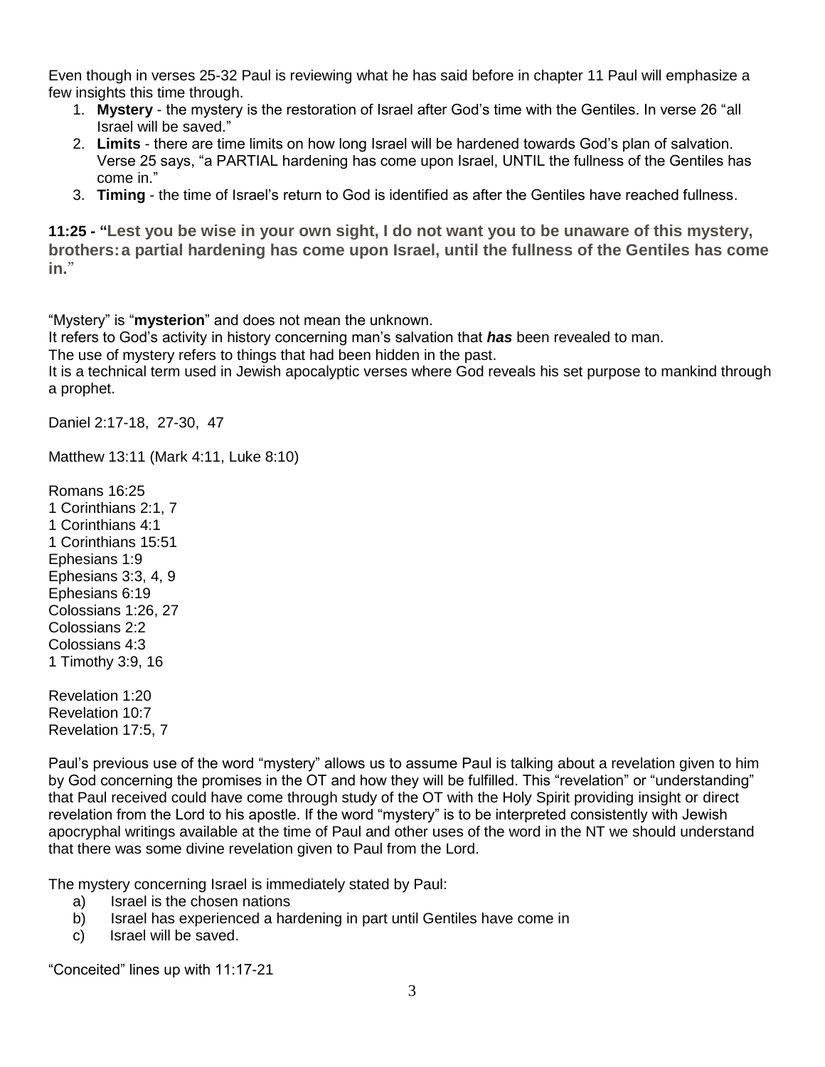Even though in verses 25-32 Paul is reviewing what he has said before in chapter 11 Paul will emphasize a few insights this time through.

1. **Mystery** - the mystery is the restoration of Israel after God's time with the Gentiles. In verse 26 "all Israel will be saved."
2. **Limits** - there are time limits on how long Israel will be hardened towards God's plan of salvation. Verse 25 says, "a PARTIAL hardening has come upon Israel, UNTIL the fullness of the Gentiles has come in."
3. **Timing** - the time of Israel's return to God is identified as after the Gentiles have reached fullness.

**11:25 - "Lest you be wise in your own sight, I do not want you to be unaware of this mystery, brothers: a partial hardening has come upon Israel, until the fullness of the Gentiles has come in.**"

"Mystery" is "**mysterion**" and does not mean the unknown.
It refers to God's activity in history concerning man's salvation that ***has*** been revealed to man.
The use of mystery refers to things that had been hidden in the past.
It is a technical term used in Jewish apocalyptic verses where God reveals his set purpose to mankind through a prophet.

Daniel 2:17-18, 27-30, 47

Matthew 13:11 (Mark 4:11, Luke 8:10)

Romans 16:25
1 Corinthians 2:1, 7
1 Corinthians 4:1
1 Corinthians 15:51
Ephesians 1:9
Ephesians 3:3, 4, 9
Ephesians 6:19
Colossians 1:26, 27
Colossians 2:2
Colossians 4:3
1 Timothy 3:9, 16

Revelation 1:20
Revelation 10:7
Revelation 17:5, 7

Paul's previous use of the word "mystery" allows us to assume Paul is talking about a revelation given to him by God concerning the promises in the OT and how they will be fulfilled. This "revelation" or "understanding" that Paul received could have come through study of the OT with the Holy Spirit providing insight or direct revelation from the Lord to his apostle. If the word "mystery" is to be interpreted consistently with Jewish apocryphal writings available at the time of Paul and other uses of the word in the NT we should understand that there was some divine revelation given to Paul from the Lord.

The mystery concerning Israel is immediately stated by Paul:

a) Israel is the chosen nations
b) Israel has experienced a hardening in part until Gentiles have come in
c) Israel will be saved.

"Conceited" lines up with 11:17-21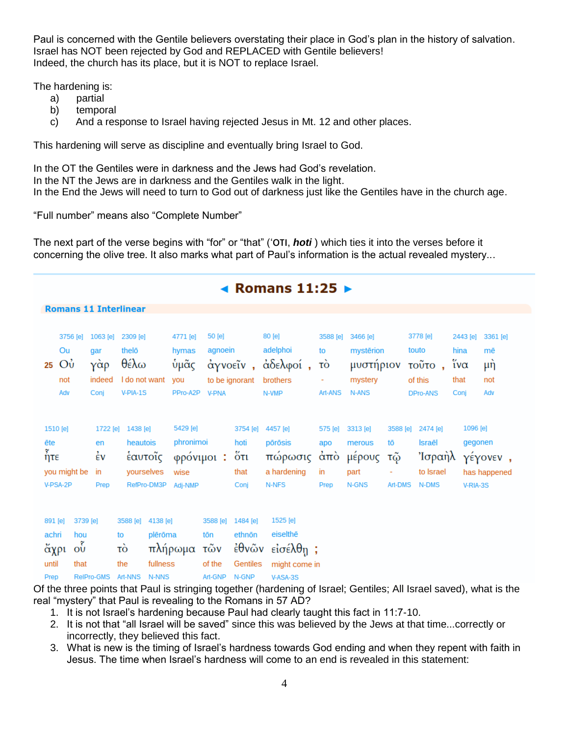Paul is concerned with the Gentile believers overstating their place in God's plan in the history of salvation. Israel has NOT been rejected by God and REPLACED with Gentile believers!
Indeed, the church has its place, but it is NOT to replace Israel.

The hardening is:

a) partial
b) temporal
c) And a response to Israel having rejected Jesus in Mt. 12 and other places.

This hardening will serve as discipline and eventually bring Israel to God.

In the OT the Gentiles were in darkness and the Jews had God's revelation.
In the NT the Jews are in darkness and the Gentiles walk in the light.
In the End the Jews will need to turn to God out of darkness just like the Gentiles have in the church age.

"Full number" means also "Complete Number"

The next part of the verse begins with "for" or "that" ('ότι, ***hoti***) which ties it into the verses before it concerning the olive tree. It also marks what part of Paul's information is the actual revealed mystery...

## ◄ Romans 11:25 ►

**Romans 11 Interlinear**

| | 3756 [e] | 1063 [e] | 2309 [e] | 4771 [e] | 50 [e] | 80 [e] | 3588 [e] | 3466 [e] | 3778 [e] | 2443 [e] | 3361 [e] |
|---|---|---|---|---|---|---|---|---|---|---|---|
| | Ou | gar | thelō | hymas | agnoein | adelphoi | to | mystērion | touto | hina | mē |
| 25 | Οὐ | γὰρ | θέλω | ὑμᾶς | ἀγνοεῖν , | ἀδελφοί , | τὸ | μυστήριον | τοῦτο , | ἵνα | μὴ |
| | not | indeed | I do not want | you | to be ignorant | brothers | - | mystery | of this | that | not |
| | Adv | Conj | V-PIA-1S | PPro-A2P | V-PNA | N-VMP | Art-ANS | N-ANS | DPro-ANS | Conj | Adv |

| 1510 [e] | 1722 [e] | 1438 [e] | 5429 [e] | 3754 [e] | 4457 [e] | 575 [e] | 3313 [e] | 3588 [e] | 2474 [e] | 1096 [e] |
|---|---|---|---|---|---|---|---|---|---|---|
| ēte | en | heautois | phronimoi | hoti | pōrōsis | apo | merous | tō | Israēl | gegonen |
| ἦτε | ἐν | ἑαυτοῖς | φρόνιμοι : | ὅτι | πώρωσις | ἀπὸ | μέρους | τῷ | Ἰσραὴλ | γέγονεν , |
| you might be | in | yourselves | wise | that | a hardening | in | part | - | to Israel | has happened |
| V-PSA-2P | Prep | RefPro-DM3P | Adj-NMP | Conj | N-NFS | Prep | N-GNS | Art-DMS | N-DMS | V-RIA-3S |

| 891 [e] | 3739 [e] | 3588 [e] | 4138 [e] | 3588 [e] | 1484 [e] | 1525 [e] |
|---|---|---|---|---|---|---|
| achri | hou | to | plērōma | tōn | ethnōn | eiselthē |
| ἄχρι | οὗ | τὸ | πλήρωμα | τῶν | ἐθνῶν | εἰσέλθῃ ; |
| until | that | the | fullness | of the | Gentiles | might come in |
| Prep | RelPro-GMS | Art-NNS | N-NNS | Art-GNP | N-GNP | V-ASA-3S |

Of the three points that Paul is stringing together (hardening of Israel; Gentiles; All Israel saved), what is the real "mystery" that Paul is revealing to the Romans in 57 AD?

1. It is not Israel's hardening because Paul had clearly taught this fact in 11:7-10.
2. It is not that "all Israel will be saved" since this was believed by the Jews at that time...correctly or incorrectly, they believed this fact.
3. What is new is the timing of Israel's hardness towards God ending and when they repent with faith in Jesus. The time when Israel's hardness will come to an end is revealed in this statement: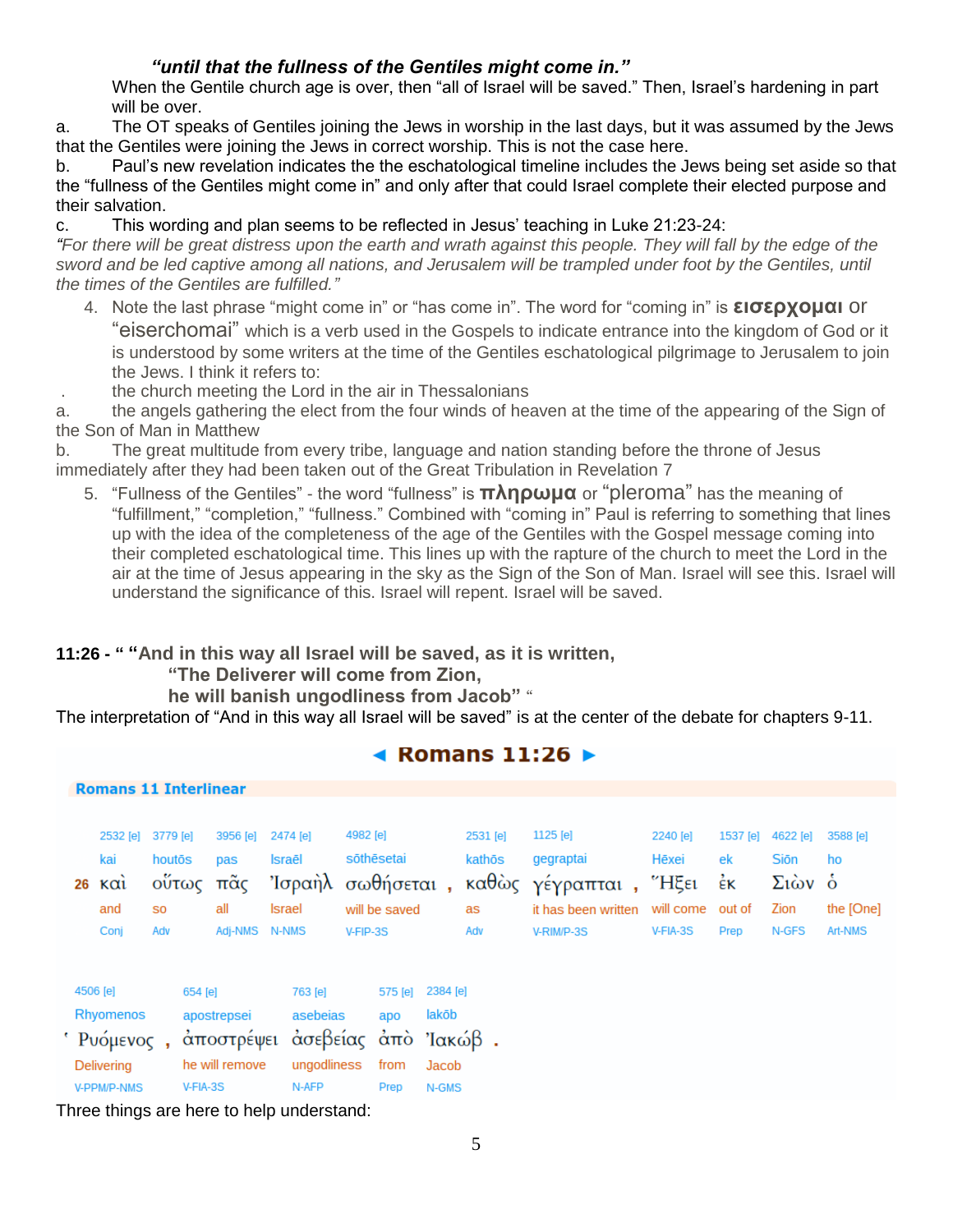***"until that the fullness of the Gentiles might come in."***

When the Gentile church age is over, then "all of Israel will be saved." Then, Israel's hardening in part will be over.

a. The OT speaks of Gentiles joining the Jews in worship in the last days, but it was assumed by the Jews that the Gentiles were joining the Jews in correct worship. This is not the case here.

b. Paul's new revelation indicates the the eschatological timeline includes the Jews being set aside so that the "fullness of the Gentiles might come in" and only after that could Israel complete their elected purpose and their salvation.

c. This wording and plan seems to be reflected in Jesus' teaching in Luke 21:23-24:

*"For there will be great distress upon the earth and wrath against this people. They will fall by the edge of the sword and be led captive among all nations, and Jerusalem will be trampled under foot by the Gentiles, until the times of the Gentiles are fulfilled."*

4. Note the last phrase "might come in" or "has come in". The word for "coming in" is **εισερχομαι** or "eiserchomai" which is a verb used in the Gospels to indicate entrance into the kingdom of God or it is understood by some writers at the time of the Gentiles eschatological pilgrimage to Jerusalem to join the Jews. I think it refers to:

. the church meeting the Lord in the air in Thessalonians

a. the angels gathering the elect from the four winds of heaven at the time of the appearing of the Sign of the Son of Man in Matthew

b. The great multitude from every tribe, language and nation standing before the throne of Jesus immediately after they had been taken out of the Great Tribulation in Revelation 7

5. "Fullness of the Gentiles" - the word "fullness" is **πληρωμα** or "pleroma" has the meaning of "fulfillment," "completion," "fullness." Combined with "coming in" Paul is referring to something that lines up with the idea of the completeness of the age of the Gentiles with the Gospel message coming into their completed eschatological time. This lines up with the rapture of the church to meet the Lord in the air at the time of Jesus appearing in the sky as the Sign of the Son of Man. Israel will see this. Israel will understand the significance of this. Israel will repent. Israel will be saved.

**11:26 - " "And in this way all Israel will be saved, as it is written,**
**"The Deliverer will come from Zion,**
**he will banish ungodliness from Jacob" "**

The interpretation of "And in this way all Israel will be saved" is at the center of the debate for chapters 9-11.

## ◄ Romans 11:26 ►

**Romans 11 Interlinear**

| | 2532 [e] | 3779 [e] | 3956 [e] | 2474 [e] | 4982 [e] | 2531 [e] | 1125 [e] | 2240 [e] | 1537 [e] | 4622 [e] | 3588 [e] |
|---|---|---|---|---|---|---|---|---|---|---|---|
| | kai | houtōs | pas | Israēl | sōthēsetai | kathōs | gegraptai | Hēxei | ek | Siōn | ho |
| 26 | καὶ | οὕτως | πᾶς | Ἰσραὴλ | σωθήσεται , | καθὼς | γέγραπται , | Ἥξει | ἐκ | Σιὼν | ὁ |
| | and | so | all | Israel | will be saved | as | it has been written | will come | out of | Zion | the [One] |
| | Conj | Adv | Adj-NMS | N-NMS | V-FIP-3S | Adv | V-RIM/P-3S | V-FIA-3S | Prep | N-GFS | Art-NMS |

| 4506 [e] | 654 [e] | 763 [e] | 575 [e] | 2384 [e] |
|---|---|---|---|---|
| Rhyomenos | apostrepsei | asebeias | apo | Iakōb |
| Ῥυόμενος , | ἀποστρέψει | ἀσεβείας | ἀπὸ | Ἰακώβ . |
| Delivering | he will remove | ungodliness | from | Jacob |
| V-PPM/P-NMS | V-FIA-3S | N-AFP | Prep | N-GMS |

Three things are here to help understand: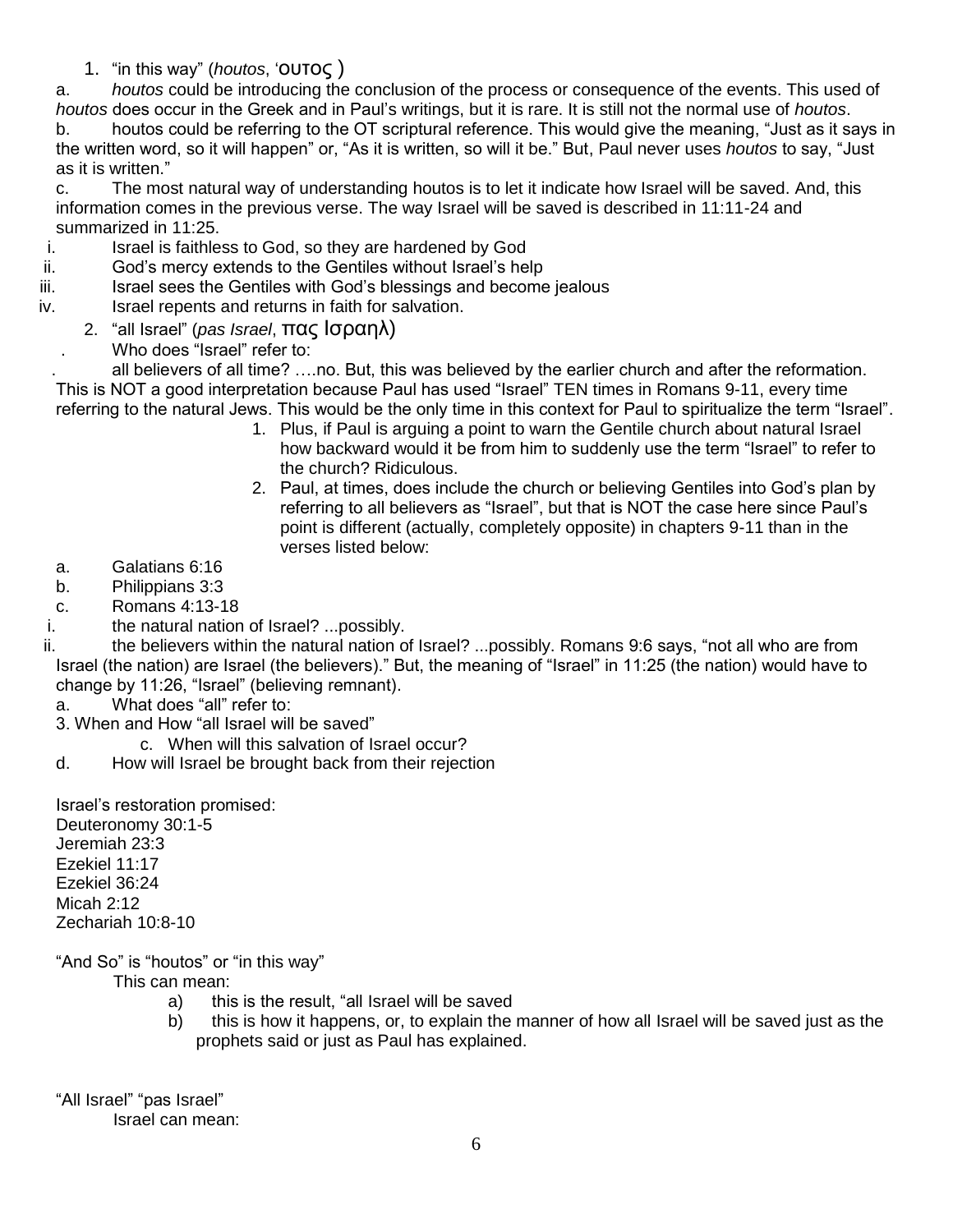1. "in this way" (*houtos*, 'ουτος )

a. *houtos* could be introducing the conclusion of the process or consequence of the events. This used of *houtos* does occur in the Greek and in Paul's writings, but it is rare. It is still not the normal use of *houtos*.

b. houtos could be referring to the OT scriptural reference. This would give the meaning, "Just as it says in the written word, so it will happen" or, "As it is written, so will it be." But, Paul never uses *houtos* to say, "Just as it is written."

c. The most natural way of understanding houtos is to let it indicate how Israel will be saved. And, this information comes in the previous verse. The way Israel will be saved is described in 11:11-24 and summarized in 11:25.

i. Israel is faithless to God, so they are hardened by God
ii. God's mercy extends to the Gentiles without Israel's help
iii. Israel sees the Gentiles with God's blessings and become jealous
iv. Israel repents and returns in faith for salvation.

2. "all Israel" (*pas Israel*, πας Ισραηλ)

. Who does "Israel" refer to:

. all believers of all time? ….no. But, this was believed by the earlier church and after the reformation. This is NOT a good interpretation because Paul has used "Israel" TEN times in Romans 9-11, every time referring to the natural Jews. This would be the only time in this context for Paul to spiritualize the term "Israel".

1. Plus, if Paul is arguing a point to warn the Gentile church about natural Israel how backward would it be from him to suddenly use the term "Israel" to refer to the church? Ridiculous.
2. Paul, at times, does include the church or believing Gentiles into God's plan by referring to all believers as "Israel", but that is NOT the case here since Paul's point is different (actually, completely opposite) in chapters 9-11 than in the verses listed below:

a. Galatians 6:16
b. Philippians 3:3
c. Romans 4:13-18

i. the natural nation of Israel? ...possibly.
ii. the believers within the natural nation of Israel? ...possibly. Romans 9:6 says, "not all who are from Israel (the nation) are Israel (the believers)." But, the meaning of "Israel" in 11:25 (the nation) would have to change by 11:26, "Israel" (believing remnant).

a. What does "all" refer to:

3. When and How "all Israel will be saved"

c. When will this salvation of Israel occur?

d. How will Israel be brought back from their rejection

Israel's restoration promised:
Deuteronomy 30:1-5
Jeremiah 23:3
Ezekiel 11:17
Ezekiel 36:24
Micah 2:12
Zechariah 10:8-10

"And So" is "houtos" or "in this way"

This can mean:

a) this is the result, "all Israel will be saved
b) this is how it happens, or, to explain the manner of how all Israel will be saved just as the prophets said or just as Paul has explained.

"All Israel" "pas Israel"

Israel can mean: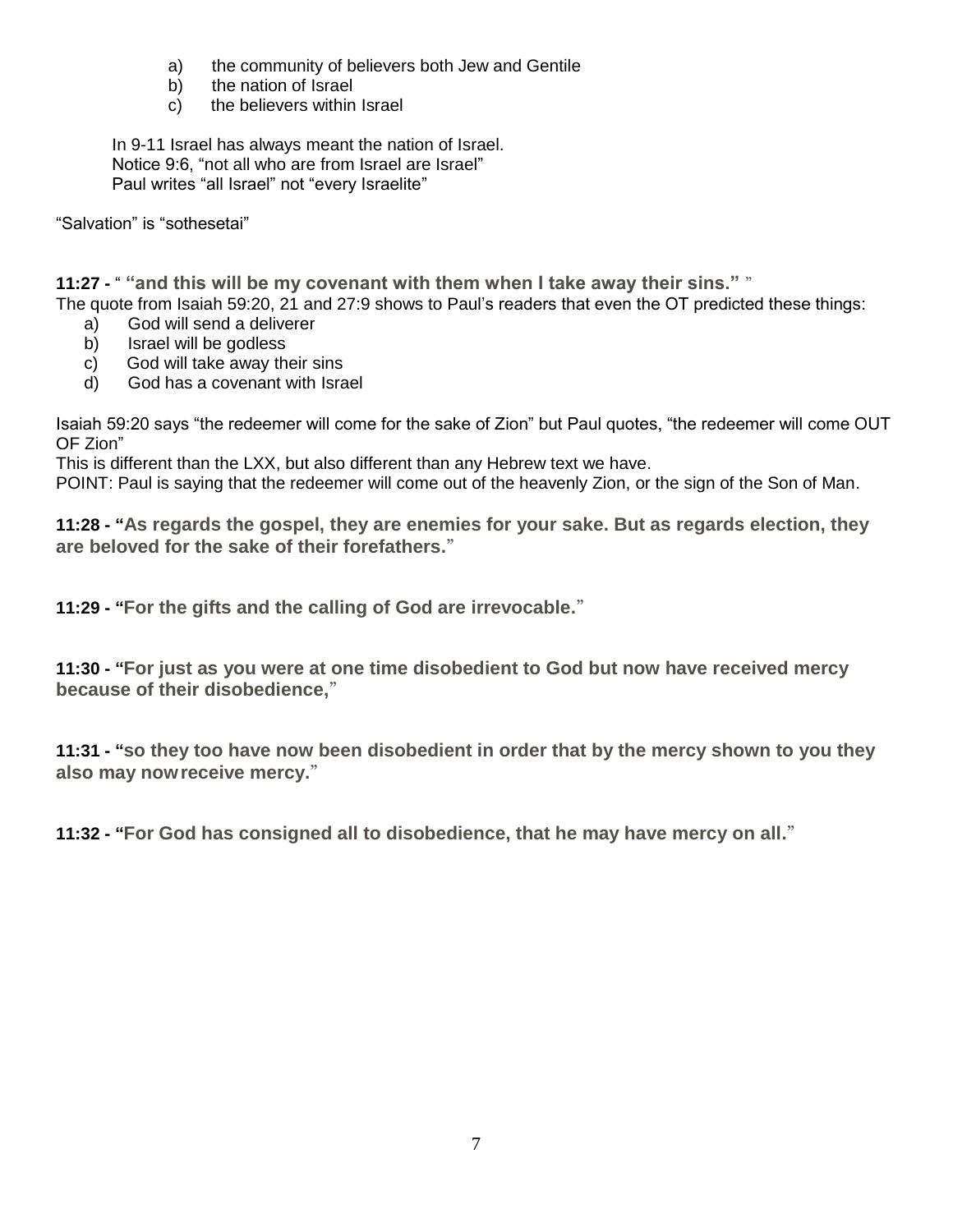a) the community of believers both Jew and Gentile
b) the nation of Israel
c) the believers within Israel

In 9-11 Israel has always meant the nation of Israel.
Notice 9:6, "not all who are from Israel are Israel"
Paul writes "all Israel" not "every Israelite"

"Salvation" is "sothesetai"

**11:27 -** " **"and this will be my covenant with them when I take away their sins."** "
The quote from Isaiah 59:20, 21 and 27:9 shows to Paul's readers that even the OT predicted these things:

a) God will send a deliverer
b) Israel will be godless
c) God will take away their sins
d) God has a covenant with Israel

Isaiah 59:20 says "the redeemer will come for the sake of Zion" but Paul quotes, "the redeemer will come OUT OF Zion"
This is different than the LXX, but also different than any Hebrew text we have.
POINT: Paul is saying that the redeemer will come out of the heavenly Zion, or the sign of the Son of Man.

**11:28 - "As regards the gospel, they are enemies for your sake. But as regards election, they are beloved for the sake of their forefathers.**"

**11:29 - "For the gifts and the calling of God are irrevocable.**"

**11:30 - "For just as you were at one time disobedient to God but now have received mercy because of their disobedience,**"

**11:31 - "so they too have now been disobedient in order that by the mercy shown to you they also may now receive mercy.**"

**11:32 - "For God has consigned all to disobedience, that he may have mercy on all.**"